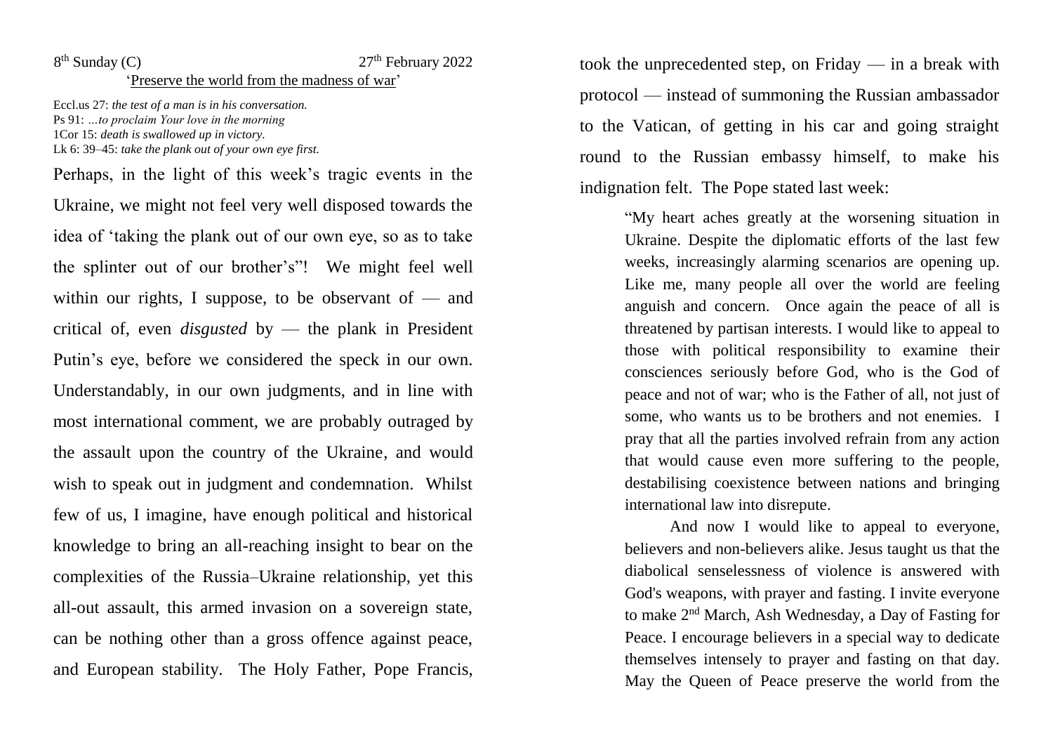8th Sunday (C) 27th February 2022

'Preserve the world from the madness of war'

Eccl.us 27: *the test of a man is in his conversation.*
Ps 91: *…to proclaim Your love in the morning*
1Cor 15: *death is swallowed up in victory.*
Lk 6: 39–45: *take the plank out of your own eye first.*

Perhaps, in the light of this week's tragic events in the Ukraine, we might not feel very well disposed towards the idea of 'taking the plank out of our own eye, so as to take the splinter out of our brother's"! We might feel well within our rights, I suppose, to be observant of — and critical of, even *disgusted* by — the plank in President Putin's eye, before we considered the speck in our own. Understandably, in our own judgments, and in line with most international comment, we are probably outraged by the assault upon the country of the Ukraine, and would wish to speak out in judgment and condemnation. Whilst few of us, I imagine, have enough political and historical knowledge to bring an all-reaching insight to bear on the complexities of the Russia–Ukraine relationship, yet this all-out assault, this armed invasion on a sovereign state, can be nothing other than a gross offence against peace, and European stability. The Holy Father, Pope Francis, took the unprecedented step, on Friday — in a break with protocol — instead of summoning the Russian ambassador to the Vatican, of getting in his car and going straight round to the Russian embassy himself, to make his indignation felt. The Pope stated last week:

> "My heart aches greatly at the worsening situation in Ukraine. Despite the diplomatic efforts of the last few weeks, increasingly alarming scenarios are opening up. Like me, many people all over the world are feeling anguish and concern. Once again the peace of all is threatened by partisan interests. I would like to appeal to those with political responsibility to examine their consciences seriously before God, who is the God of peace and not of war; who is the Father of all, not just of some, who wants us to be brothers and not enemies. I pray that all the parties involved refrain from any action that would cause even more suffering to the people, destabilising coexistence between nations and bringing international law into disrepute.
>
> And now I would like to appeal to everyone, believers and non-believers alike. Jesus taught us that the diabolical senselessness of violence is answered with God's weapons, with prayer and fasting. I invite everyone to make 2nd March, Ash Wednesday, a Day of Fasting for Peace. I encourage believers in a special way to dedicate themselves intensely to prayer and fasting on that day. May the Queen of Peace preserve the world from the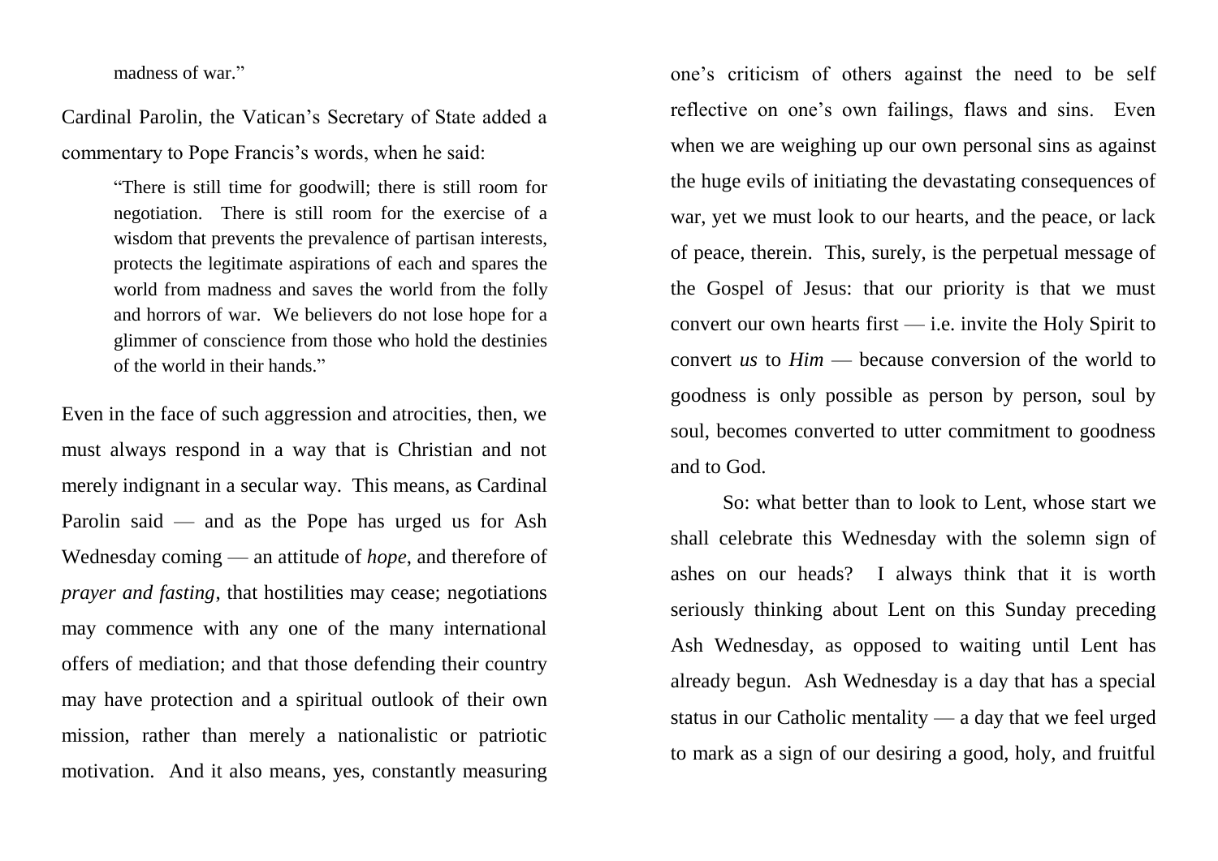> madness of war."

Cardinal Parolin, the Vatican's Secretary of State added a commentary to Pope Francis's words, when he said:

> "There is still time for goodwill; there is still room for negotiation. There is still room for the exercise of a wisdom that prevents the prevalence of partisan interests, protects the legitimate aspirations of each and spares the world from madness and saves the world from the folly and horrors of war. We believers do not lose hope for a glimmer of conscience from those who hold the destinies of the world in their hands."

Even in the face of such aggression and atrocities, then, we must always respond in a way that is Christian and not merely indignant in a secular way. This means, as Cardinal Parolin said — and as the Pope has urged us for Ash Wednesday coming — an attitude of *hope*, and therefore of *prayer and fasting*, that hostilities may cease; negotiations may commence with any one of the many international offers of mediation; and that those defending their country may have protection and a spiritual outlook of their own mission, rather than merely a nationalistic or patriotic motivation. And it also means, yes, constantly measuring one's criticism of others against the need to be self reflective on one's own failings, flaws and sins. Even when we are weighing up our own personal sins as against the huge evils of initiating the devastating consequences of war, yet we must look to our hearts, and the peace, or lack of peace, therein. This, surely, is the perpetual message of the Gospel of Jesus: that our priority is that we must convert our own hearts first — i.e. invite the Holy Spirit to convert *us* to *Him* — because conversion of the world to goodness is only possible as person by person, soul by soul, becomes converted to utter commitment to goodness and to God.

So: what better than to look to Lent, whose start we shall celebrate this Wednesday with the solemn sign of ashes on our heads? I always think that it is worth seriously thinking about Lent on this Sunday preceding Ash Wednesday, as opposed to waiting until Lent has already begun. Ash Wednesday is a day that has a special status in our Catholic mentality — a day that we feel urged to mark as a sign of our desiring a good, holy, and fruitful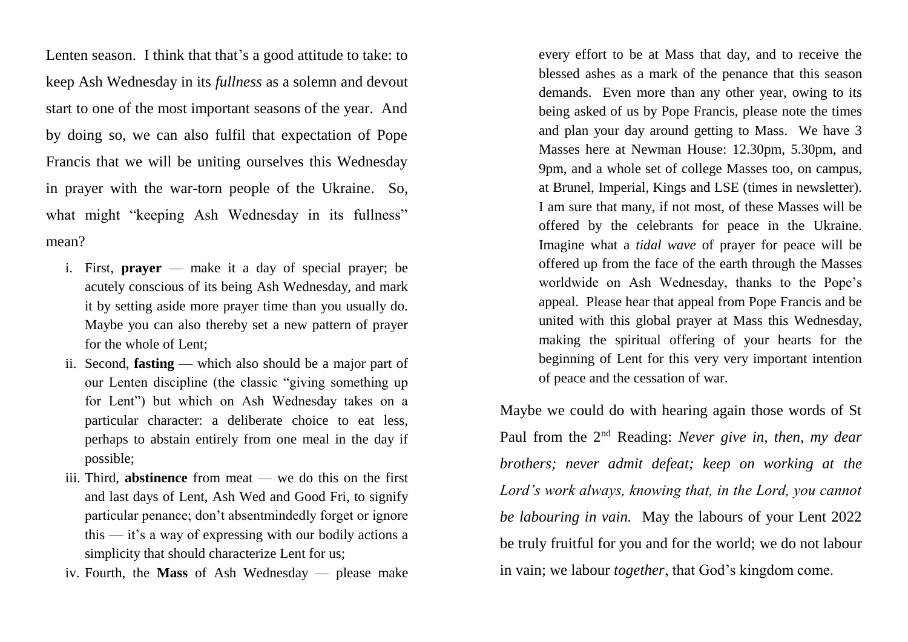Lenten season. I think that that's a good attitude to take: to keep Ash Wednesday in its *fullness* as a solemn and devout start to one of the most important seasons of the year. And by doing so, we can also fulfil that expectation of Pope Francis that we will be uniting ourselves this Wednesday in prayer with the war-torn people of the Ukraine. So, what might "keeping Ash Wednesday in its fullness" mean?

i. First, **prayer** — make it a day of special prayer; be acutely conscious of its being Ash Wednesday, and mark it by setting aside more prayer time than you usually do. Maybe you can also thereby set a new pattern of prayer for the whole of Lent;

ii. Second, **fasting** — which also should be a major part of our Lenten discipline (the classic "giving something up for Lent") but which on Ash Wednesday takes on a particular character: a deliberate choice to eat less, perhaps to abstain entirely from one meal in the day if possible;

iii. Third, **abstinence** from meat — we do this on the first and last days of Lent, Ash Wed and Good Fri, to signify particular penance; don't absentmindedly forget or ignore this — it's a way of expressing with our bodily actions a simplicity that should characterize Lent for us;

iv. Fourth, the **Mass** of Ash Wednesday — please make every effort to be at Mass that day, and to receive the blessed ashes as a mark of the penance that this season demands. Even more than any other year, owing to its being asked of us by Pope Francis, please note the times and plan your day around getting to Mass. We have 3 Masses here at Newman House: 12.30pm, 5.30pm, and 9pm, and a whole set of college Masses too, on campus, at Brunel, Imperial, Kings and LSE (times in newsletter). I am sure that many, if not most, of these Masses will be offered by the celebrants for peace in the Ukraine. Imagine what a *tidal wave* of prayer for peace will be offered up from the face of the earth through the Masses worldwide on Ash Wednesday, thanks to the Pope's appeal. Please hear that appeal from Pope Francis and be united with this global prayer at Mass this Wednesday, making the spiritual offering of your hearts for the beginning of Lent for this very very important intention of peace and the cessation of war.

Maybe we could do with hearing again those words of St Paul from the 2nd Reading: *Never give in, then, my dear brothers; never admit defeat; keep on working at the Lord's work always, knowing that, in the Lord, you cannot be labouring in vain.* May the labours of your Lent 2022 be truly fruitful for you and for the world; we do not labour in vain; we labour *together*, that God's kingdom come.